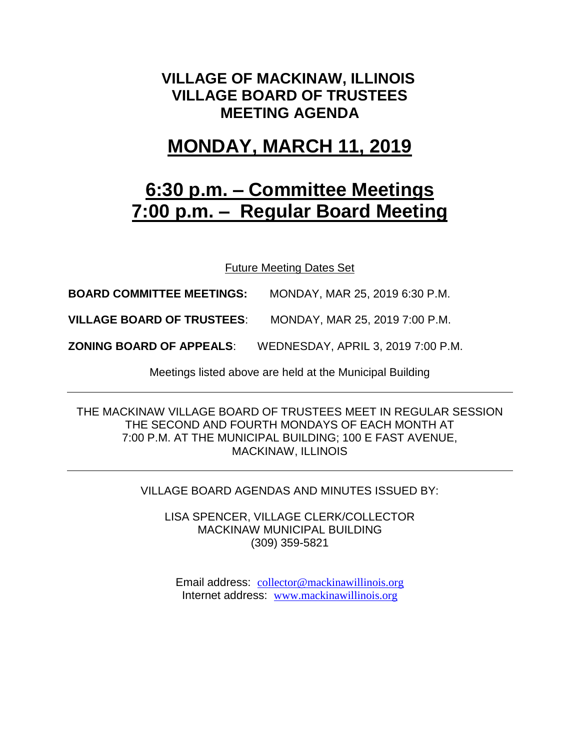# VILLAGE OF MACKINAW, ILLINOIS
# VILLAGE BOARD OF TRUSTEES
# MEETING AGENDA

## MONDAY, MARCH 11, 2019

## 6:30 p.m. – Committee Meetings
## 7:00 p.m. – Regular Board Meeting

Future Meeting Dates Set

**BOARD COMMITTEE MEETINGS:** MONDAY, MAR 25, 2019 6:30 P.M.

**VILLAGE BOARD OF TRUSTEES**: MONDAY, MAR 25, 2019 7:00 P.M.

**ZONING BOARD OF APPEALS**: WEDNESDAY, APRIL 3, 2019 7:00 P.M.

Meetings listed above are held at the Municipal Building

---

THE MACKINAW VILLAGE BOARD OF TRUSTEES MEET IN REGULAR SESSION THE SECOND AND FOURTH MONDAYS OF EACH MONTH AT 7:00 P.M. AT THE MUNICIPAL BUILDING; 100 E FAST AVENUE, MACKINAW, ILLINOIS

---

VILLAGE BOARD AGENDAS AND MINUTES ISSUED BY:

LISA SPENCER, VILLAGE CLERK/COLLECTOR
MACKINAW MUNICIPAL BUILDING
(309) 359-5821

Email address: collector@mackinawillinois.org
Internet address: www.mackinawillinois.org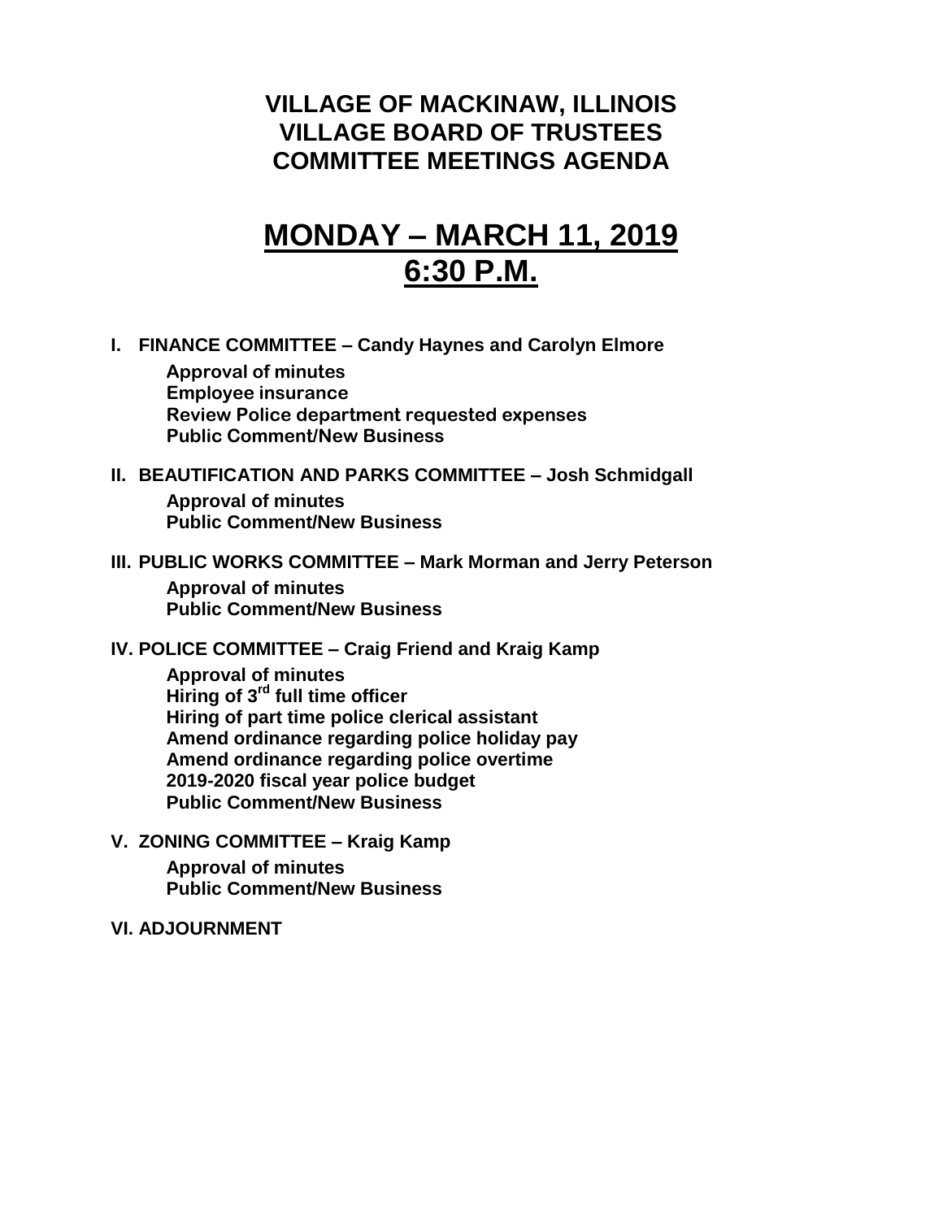# VILLAGE OF MACKINAW, ILLINOIS
# VILLAGE BOARD OF TRUSTEES
# COMMITTEE MEETINGS AGENDA

# MONDAY – MARCH 11, 2019
# 6:30 P.M.

**I. FINANCE COMMITTEE – Candy Haynes and Carolyn Elmore**

**Approval of minutes**
**Employee insurance**
**Review Police department requested expenses**
**Public Comment/New Business**

**II. BEAUTIFICATION AND PARKS COMMITTEE – Josh Schmidgall**

**Approval of minutes**
**Public Comment/New Business**

**III. PUBLIC WORKS COMMITTEE – Mark Morman and Jerry Peterson**

**Approval of minutes**
**Public Comment/New Business**

**IV. POLICE COMMITTEE – Craig Friend and Kraig Kamp**

**Approval of minutes**
**Hiring of 3rd full time officer**
**Hiring of part time police clerical assistant**
**Amend ordinance regarding police holiday pay**
**Amend ordinance regarding police overtime**
**2019-2020 fiscal year police budget**
**Public Comment/New Business**

**V. ZONING COMMITTEE – Kraig Kamp**

**Approval of minutes**
**Public Comment/New Business**

**VI. ADJOURNMENT**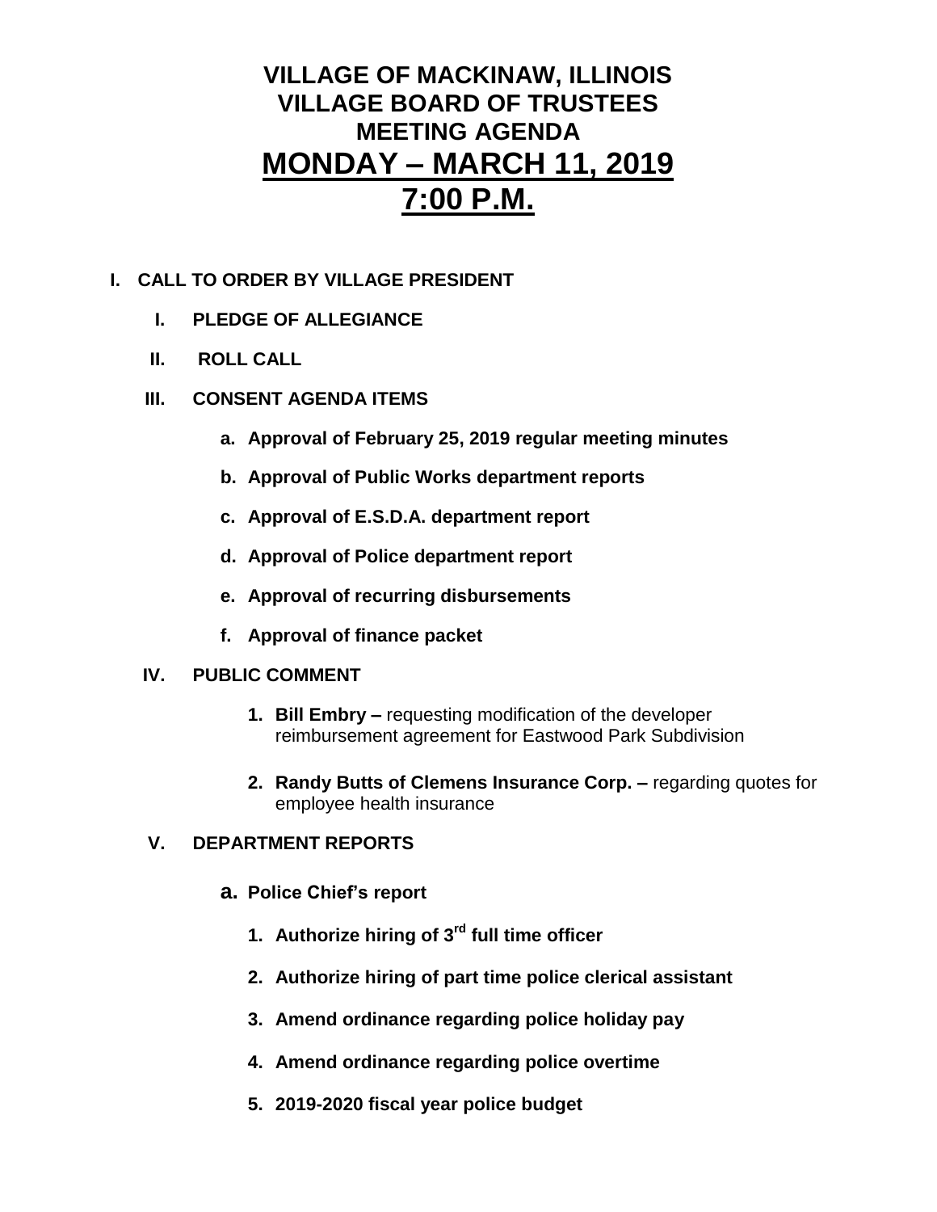# VILLAGE OF MACKINAW, ILLINOIS
# VILLAGE BOARD OF TRUSTEES
# MEETING AGENDA
# MONDAY – MARCH 11, 2019
# 7:00 P.M.

**I. CALL TO ORDER BY VILLAGE PRESIDENT**

**I. PLEDGE OF ALLEGIANCE**

**II. ROLL CALL**

**III. CONSENT AGENDA ITEMS**

- **a. Approval of February 25, 2019 regular meeting minutes**
- **b. Approval of Public Works department reports**
- **c. Approval of E.S.D.A. department report**
- **d. Approval of Police department report**
- **e. Approval of recurring disbursements**
- **f. Approval of finance packet**

**IV. PUBLIC COMMENT**

1. **Bill Embry –** requesting modification of the developer reimbursement agreement for Eastwood Park Subdivision
2. **Randy Butts of Clemens Insurance Corp. –** regarding quotes for employee health insurance

**V. DEPARTMENT REPORTS**

- **a. Police Chief's report**
  1. **Authorize hiring of 3rd full time officer**
  2. **Authorize hiring of part time police clerical assistant**
  3. **Amend ordinance regarding police holiday pay**
  4. **Amend ordinance regarding police overtime**
  5. **2019-2020 fiscal year police budget**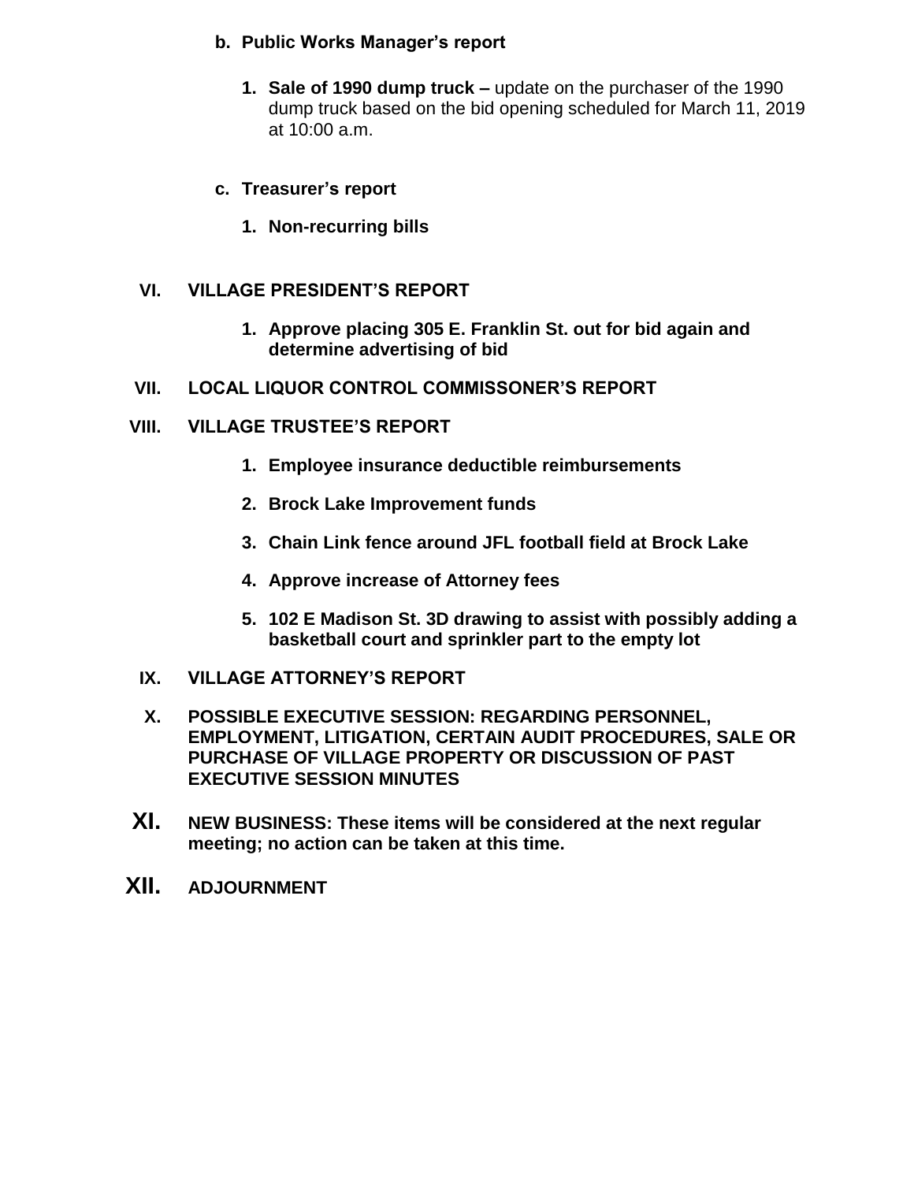**b. Public Works Manager's report**

1. **Sale of 1990 dump truck –** update on the purchaser of the 1990 dump truck based on the bid opening scheduled for March 11, 2019 at 10:00 a.m.

**c. Treasurer's report**

1. **Non-recurring bills**

**VI. VILLAGE PRESIDENT'S REPORT**

1. **Approve placing 305 E. Franklin St. out for bid again and determine advertising of bid**

**VII. LOCAL LIQUOR CONTROL COMMISSONER'S REPORT**

**VIII. VILLAGE TRUSTEE'S REPORT**

1. **Employee insurance deductible reimbursements**
2. **Brock Lake Improvement funds**
3. **Chain Link fence around JFL football field at Brock Lake**
4. **Approve increase of Attorney fees**
5. **102 E Madison St. 3D drawing to assist with possibly adding a basketball court and sprinkler part to the empty lot**

**IX. VILLAGE ATTORNEY'S REPORT**

**X. POSSIBLE EXECUTIVE SESSION: REGARDING PERSONNEL, EMPLOYMENT, LITIGATION, CERTAIN AUDIT PROCEDURES, SALE OR PURCHASE OF VILLAGE PROPERTY OR DISCUSSION OF PAST EXECUTIVE SESSION MINUTES**

**XI. NEW BUSINESS: These items will be considered at the next regular meeting; no action can be taken at this time.**

**XII. ADJOURNMENT**